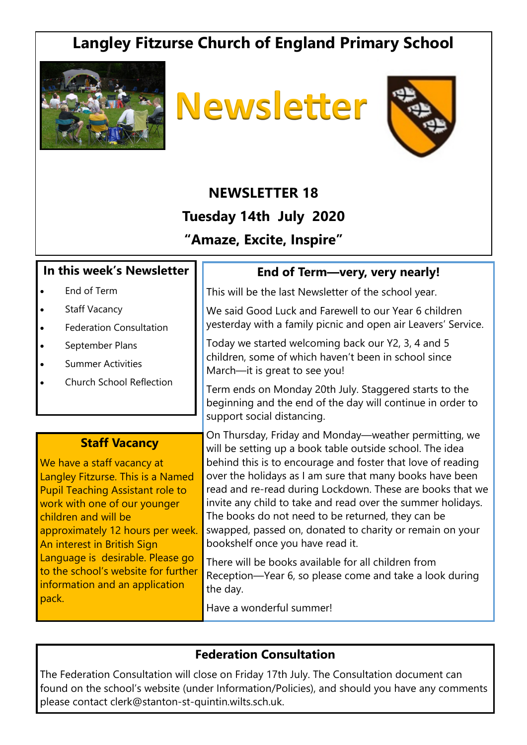# Langley Fitzurse Church of England Primary School

# Newsletter

**NEWSLETTER 18**

**Tuesday 14th July 2020**

**"Amaze, Excite, Inspire"**

## In this week's Newsletter

- End of Term
- Staff Vacancy
- Federation Consultation
- September Plans
- Summer Activities
- Church School Reflection

## End of Term—very, very nearly!

This will be the last Newsletter of the school year.

We said Good Luck and Farewell to our Year 6 children yesterday with a family picnic and open air Leavers' Service.

Today we started welcoming back our Y2, 3, 4 and 5 children, some of which haven't been in school since March—it is great to see you!

Term ends on Monday 20th July. Staggered starts to the beginning and the end of the day will continue in order to support social distancing.

On Thursday, Friday and Monday—weather permitting, we will be setting up a book table outside school. The idea behind this is to encourage and foster that love of reading over the holidays as I am sure that many books have been read and re-read during Lockdown. These are books that we invite any child to take and read over the summer holidays. The books do not need to be returned, they can be swapped, passed on, donated to charity or remain on your bookshelf once you have read it.

There will be books available for all children from Reception—Year 6, so please come and take a look during the day.

Have a wonderful summer!

## Staff Vacancy

We have a staff vacancy at Langley Fitzurse. This is a Named Pupil Teaching Assistant role to work with one of our younger children and will be approximately 12 hours per week. An interest in British Sign Language is desirable. Please go to the school's website for further information and an application pack.

## Federation Consultation

The Federation Consultation will close on Friday 17th July. The Consultation document can found on the school's website (under Information/Policies), and should you have any comments please contact clerk@stanton-st-quintin.wilts.sch.uk.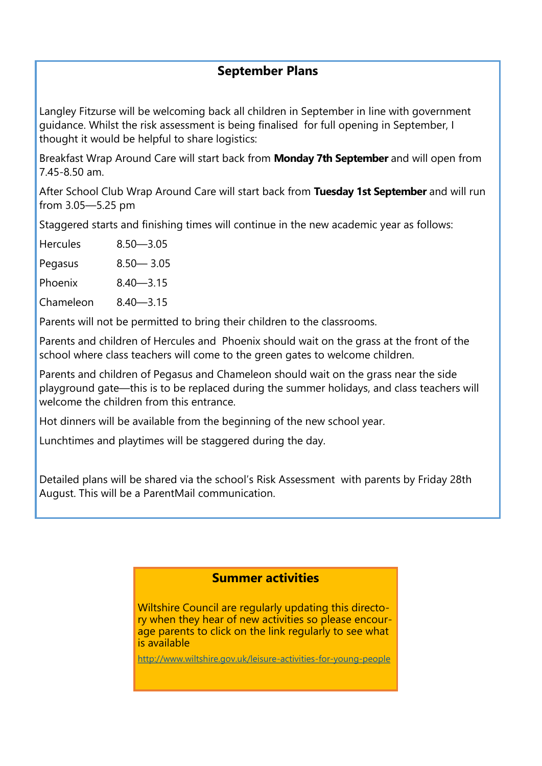## September Plans

Langley Fitzurse will be welcoming back all children in September in line with government guidance. Whilst the risk assessment is being finalised for full opening in September, I thought it would be helpful to share logistics:

Breakfast Wrap Around Care will start back from **Monday 7th September** and will open from 7.45-8.50 am.

After School Club Wrap Around Care will start back from **Tuesday 1st September** and will run from 3.05—5.25 pm

Staggered starts and finishing times will continue in the new academic year as follows:

| | |
|---|---|
| Hercules | 8.50—3.05 |
| Pegasus | 8.50— 3.05 |
| Phoenix | 8.40—3.15 |
| Chameleon | 8.40—3.15 |

Parents will not be permitted to bring their children to the classrooms.

Parents and children of Hercules and Phoenix should wait on the grass at the front of the school where class teachers will come to the green gates to welcome children.

Parents and children of Pegasus and Chameleon should wait on the grass near the side playground gate—this is to be replaced during the summer holidays, and class teachers will welcome the children from this entrance.

Hot dinners will be available from the beginning of the new school year.

Lunchtimes and playtimes will be staggered during the day.

Detailed plans will be shared via the school's Risk Assessment with parents by Friday 28th August. This will be a ParentMail communication.

## Summer activities

Wiltshire Council are regularly updating this directory when they hear of new activities so please encourage parents to click on the link regularly to see what is available

http://www.wiltshire.gov.uk/leisure-activities-for-young-people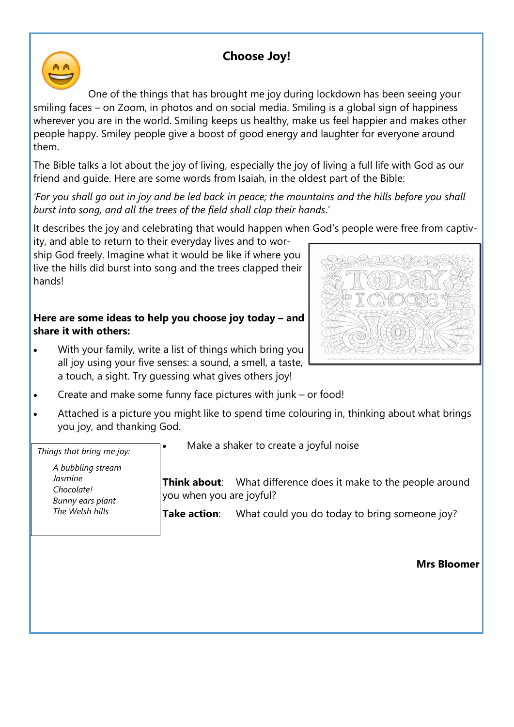# Choose Joy!

One of the things that has brought me joy during lockdown has been seeing your smiling faces – on Zoom, in photos and on social media. Smiling is a global sign of happiness wherever you are in the world. Smiling keeps us healthy, make us feel happier and makes other people happy. Smiley people give a boost of good energy and laughter for everyone around them.

The Bible talks a lot about the joy of living, especially the joy of living a full life with God as our friend and guide. Here are some words from Isaiah, in the oldest part of the Bible:

*'For you shall go out in joy and be led back in peace; the mountains and the hills before you shall burst into song, and all the trees of the field shall clap their hands*.'

It describes the joy and celebrating that would happen when God's people were free from captivity, and able to return to their everyday lives and to worship God freely. Imagine what it would be like if where you live the hills did burst into song and the trees clapped their hands!

**Here are some ideas to help you choose joy today – and share it with others:**

- With your family, write a list of things which bring you all joy using your five senses: a sound, a smell, a taste, a touch, a sight. Try guessing what gives others joy!
- Create and make some funny face pictures with junk – or food!
- Attached is a picture you might like to spend time colouring in, thinking about what brings you joy, and thanking God.
- Make a shaker to create a joyful noise

*Things that bring me joy:*

*A bubbling stream*
*Jasmine*
*Chocolate!*
*Bunny ears plant*
*The Welsh hills*

**Think about**: What difference does it make to the people around you when you are joyful?

**Take action**: What could you do today to bring someone joy?

**Mrs Bloomer**